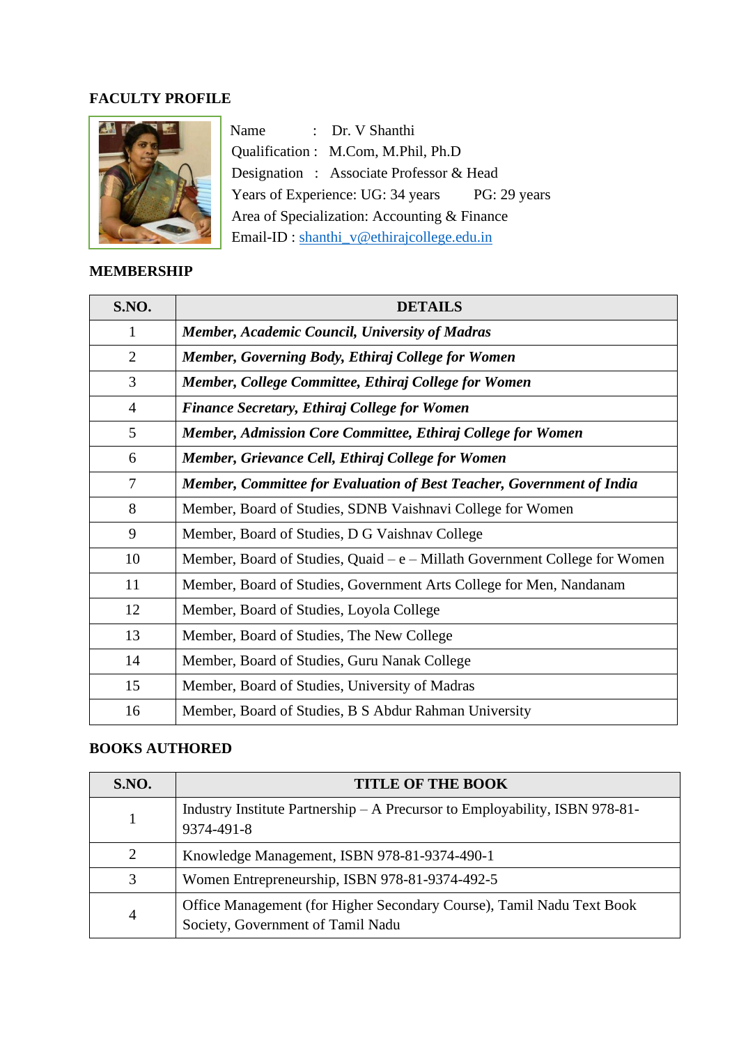## FACULTY PROFILE

Name : Dr. V Shanthi
Qualification : M.Com, M.Phil, Ph.D
Designation : Associate Professor & Head
Years of Experience: UG: 34 years PG: 29 years
Area of Specialization: Accounting & Finance
Email-ID : shanthi_v@ethirajcollege.edu.in

## MEMBERSHIP

| S.NO. | DETAILS |
|---|---|
| 1 | ***Member, Academic Council, University of Madras*** |
| 2 | ***Member, Governing Body, Ethiraj College for Women*** |
| 3 | ***Member, College Committee, Ethiraj College for Women*** |
| 4 | ***Finance Secretary, Ethiraj College for Women*** |
| 5 | ***Member, Admission Core Committee, Ethiraj College for Women*** |
| 6 | ***Member, Grievance Cell, Ethiraj College for Women*** |
| 7 | ***Member, Committee for Evaluation of Best Teacher, Government of India*** |
| 8 | Member, Board of Studies, SDNB Vaishnavi College for Women |
| 9 | Member, Board of Studies, D G Vaishnav College |
| 10 | Member, Board of Studies, Quaid – e – Millath Government College for Women |
| 11 | Member, Board of Studies, Government Arts College for Men, Nandanam |
| 12 | Member, Board of Studies, Loyola College |
| 13 | Member, Board of Studies, The New College |
| 14 | Member, Board of Studies, Guru Nanak College |
| 15 | Member, Board of Studies, University of Madras |
| 16 | Member, Board of Studies, B S Abdur Rahman University |

## BOOKS AUTHORED

| S.NO. | TITLE OF THE BOOK |
|---|---|
| 1 | Industry Institute Partnership – A Precursor to Employability, ISBN 978-81-9374-491-8 |
| 2 | Knowledge Management, ISBN 978-81-9374-490-1 |
| 3 | Women Entrepreneurship, ISBN 978-81-9374-492-5 |
| 4 | Office Management (for Higher Secondary Course), Tamil Nadu Text Book Society, Government of Tamil Nadu |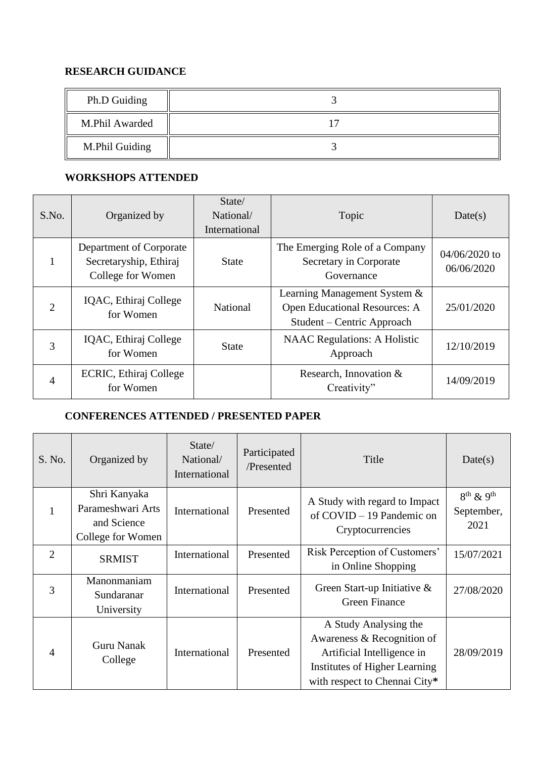**RESEARCH GUIDANCE**

| Ph.D Guiding | 3 |
|---|---|
| M.Phil Awarded | 17 |
| M.Phil Guiding | 3 |

**WORKSHOPS ATTENDED**

| S.No. | Organized by | State/ National/ International | Topic | Date(s) |
|---|---|---|---|---|
| 1 | Department of Corporate Secretaryship, Ethiraj College for Women | State | The Emerging Role of a Company Secretary in Corporate Governance | 04/06/2020 to 06/06/2020 |
| 2 | IQAC, Ethiraj College for Women | National | Learning Management System & Open Educational Resources: A Student – Centric Approach | 25/01/2020 |
| 3 | IQAC, Ethiraj College for Women | State | NAAC Regulations: A Holistic Approach | 12/10/2019 |
| 4 | ECRIC, Ethiraj College for Women | | Research, Innovation & Creativity" | 14/09/2019 |

**CONFERENCES ATTENDED / PRESENTED PAPER**

| S. No. | Organized by | State/ National/ International | Participated /Presented | Title | Date(s) |
|---|---|---|---|---|---|
| 1 | Shri Kanyaka Parameshwari Arts and Science College for Women | International | Presented | A Study with regard to Impact of COVID – 19 Pandemic on Cryptocurrencies | 8th & 9th September, 2021 |
| 2 | SRMIST | International | Presented | Risk Perception of Customers' in Online Shopping | 15/07/2021 |
| 3 | Manonmaniam Sundaranar University | International | Presented | Green Start-up Initiative & Green Finance | 27/08/2020 |
| 4 | Guru Nanak College | International | Presented | A Study Analysing the Awareness & Recognition of Artificial Intelligence in Institutes of Higher Learning with respect to Chennai City* | 28/09/2019 |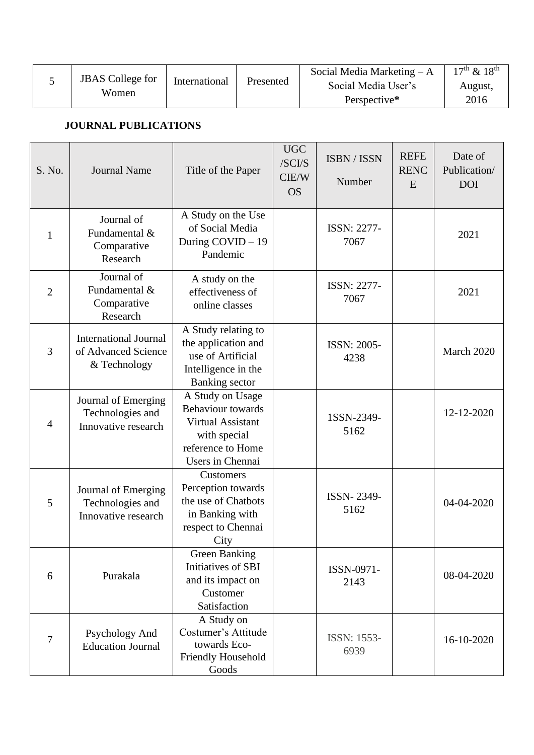| 5 | JBAS College for Women | International | Presented | Social Media Marketing – A Social Media User's Perspective* | $17^{th}$ & $18^{th}$ August, 2016 |
|---|---|---|---|---|---|

**JOURNAL PUBLICATIONS**

| S. No. | Journal Name | Title of the Paper | UGC /SCI/SCIE/WOS | ISBN / ISSN Number | REFERENCE | Date of Publication/ DOI |
|---|---|---|---|---|---|---|
| 1 | Journal of Fundamental & Comparative Research | A Study on the Use of Social Media During COVID – 19 Pandemic | | ISSN: 2277-7067 | | 2021 |
| 2 | Journal of Fundamental & Comparative Research | A study on the effectiveness of online classes | | ISSN: 2277-7067 | | 2021 |
| 3 | International Journal of Advanced Science & Technology | A Study relating to the application and use of Artificial Intelligence in the Banking sector | | ISSN: 2005-4238 | | March 2020 |
| 4 | Journal of Emerging Technologies and Innovative research | A Study on Usage Behaviour towards Virtual Assistant with special reference to Home Users in Chennai | | 1SSN-2349-5162 | | 12-12-2020 |
| 5 | Journal of Emerging Technologies and Innovative research | Customers Perception towards the use of Chatbots in Banking with respect to Chennai City | | ISSN- 2349-5162 | | 04-04-2020 |
| 6 | Purakala | Green Banking Initiatives of SBI and its impact on Customer Satisfaction | | ISSN-0971-2143 | | 08-04-2020 |
| 7 | Psychology And Education Journal | A Study on Costumer's Attitude towards Eco-Friendly Household Goods | | ISSN: 1553-6939 | | 16-10-2020 |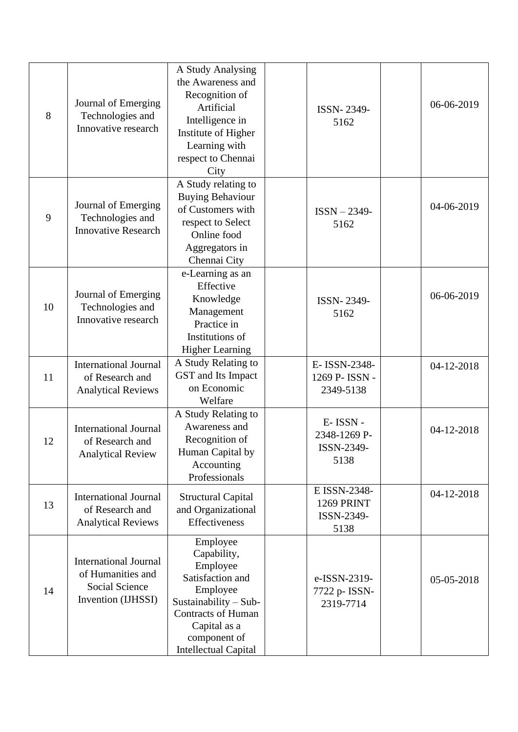| 8 | Journal of Emerging Technologies and Innovative research | A Study Analysing the Awareness and Recognition of Artificial Intelligence in Institute of Higher Learning with respect to Chennai City | | ISSN- 2349-5162 | | 06-06-2019 |
|---|---|---|---|---|---|---|
| 9 | Journal of Emerging Technologies and Innovative Research | A Study relating to Buying Behaviour of Customers with respect to Select Online food Aggregators in Chennai City | | ISSN – 2349-5162 | | 04-06-2019 |
| 10 | Journal of Emerging Technologies and Innovative research | e-Learning as an Effective Knowledge Management Practice in Institutions of Higher Learning | | ISSN- 2349-5162 | | 06-06-2019 |
| 11 | International Journal of Research and Analytical Reviews | A Study Relating to GST and Its Impact on Economic Welfare | | E- ISSN-2348-1269 P- ISSN - 2349-5138 | | 04-12-2018 |
| 12 | International Journal of Research and Analytical Review | A Study Relating to Awareness and Recognition of Human Capital by Accounting Professionals | | E- ISSN - 2348-1269 P- ISSN-2349-5138 | | 04-12-2018 |
| 13 | International Journal of Research and Analytical Reviews | Structural Capital and Organizational Effectiveness | | E ISSN-2348-1269 PRINT ISSN-2349-5138 | | 04-12-2018 |
| 14 | International Journal of Humanities and Social Science Invention (IJHSSI) | Employee Capability, Employee Satisfaction and Employee Sustainability – Sub-Contracts of Human Capital as a component of Intellectual Capital | | e-ISSN-2319-7722 p- ISSN-2319-7714 | | 05-05-2018 |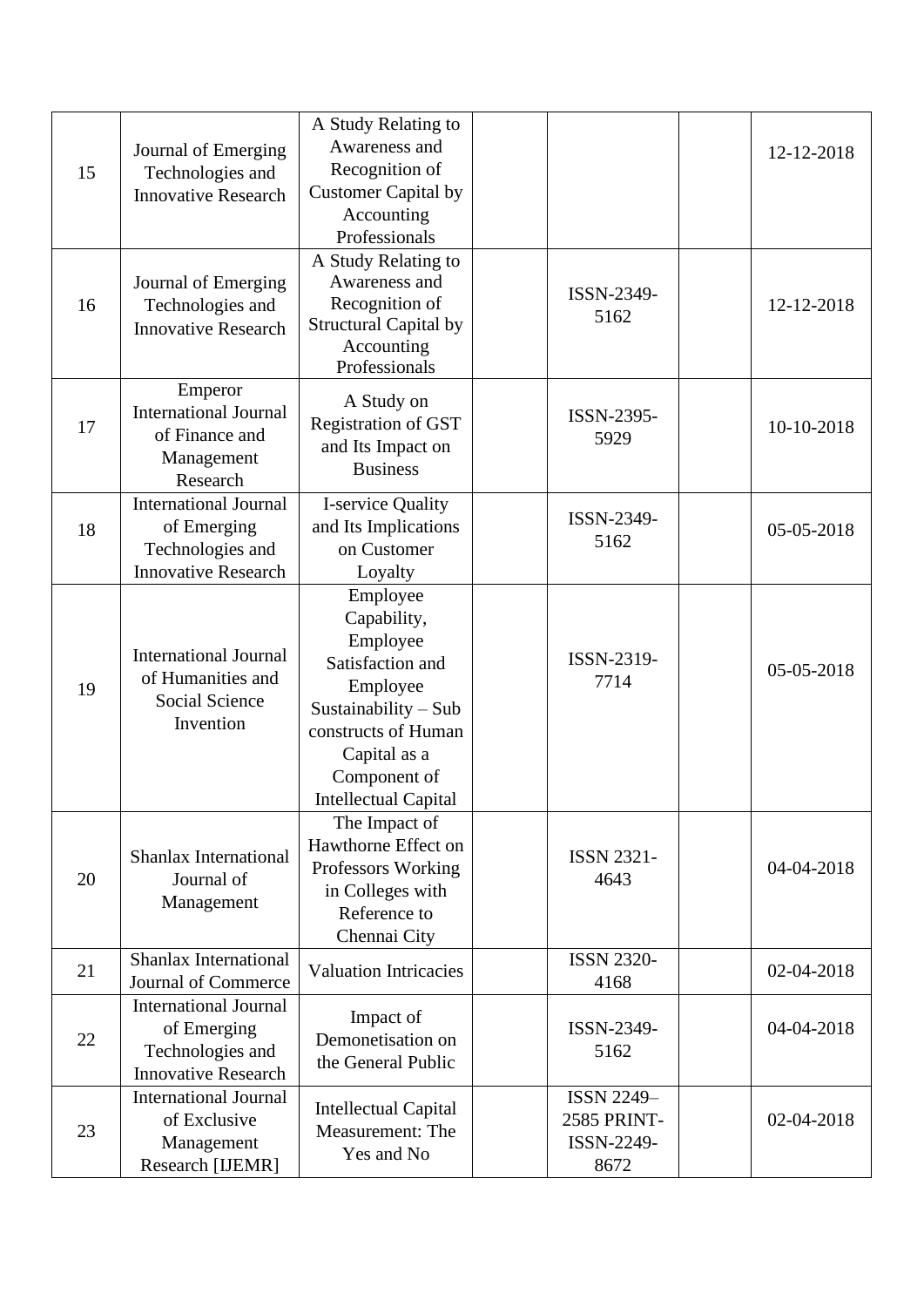| 15 | Journal of Emerging Technologies and Innovative Research | A Study Relating to Awareness and Recognition of Customer Capital by Accounting Professionals | | | | 12-12-2018 |
|---|---|---|---|---|---|---|
| 16 | Journal of Emerging Technologies and Innovative Research | A Study Relating to Awareness and Recognition of Structural Capital by Accounting Professionals | | ISSN-2349-5162 | | 12-12-2018 |
| 17 | Emperor International Journal of Finance and Management Research | A Study on Registration of GST and Its Impact on Business | | ISSN-2395-5929 | | 10-10-2018 |
| 18 | International Journal of Emerging Technologies and Innovative Research | I-service Quality and Its Implications on Customer Loyalty | | ISSN-2349-5162 | | 05-05-2018 |
| 19 | International Journal of Humanities and Social Science Invention | Employee Capability, Employee Satisfaction and Employee Sustainability – Sub constructs of Human Capital as a Component of Intellectual Capital | | ISSN-2319-7714 | | 05-05-2018 |
| 20 | Shanlax International Journal of Management | The Impact of Hawthorne Effect on Professors Working in Colleges with Reference to Chennai City | | ISSN 2321-4643 | | 04-04-2018 |
| 21 | Shanlax International Journal of Commerce | Valuation Intricacies | | ISSN 2320-4168 | | 02-04-2018 |
| 22 | International Journal of Emerging Technologies and Innovative Research | Impact of Demonetisation on the General Public | | ISSN-2349-5162 | | 04-04-2018 |
| 23 | International Journal of Exclusive Management Research [IJEMR] | Intellectual Capital Measurement: The Yes and No | | ISSN 2249–2585 PRINT-ISSN-2249-8672 | | 02-04-2018 |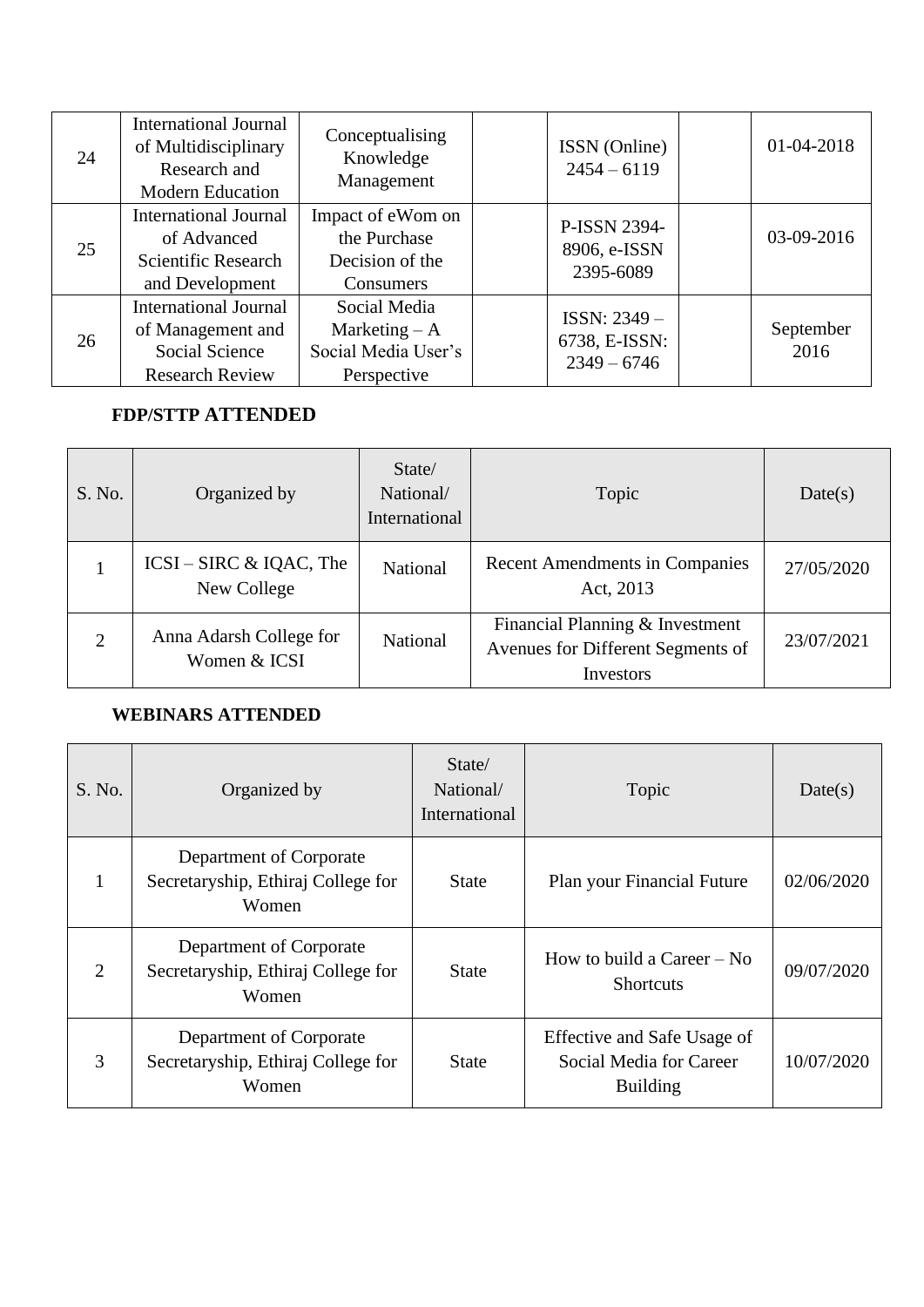| 24 | International Journal of Multidisciplinary Research and Modern Education | Conceptualising Knowledge Management | | ISSN (Online) 2454 – 6119 | | 01-04-2018 |
|---|---|---|---|---|---|---|
| 25 | International Journal of Advanced Scientific Research and Development | Impact of eWom on the Purchase Decision of the Consumers | | P-ISSN 2394-8906, e-ISSN 2395-6089 | | 03-09-2016 |
| 26 | International Journal of Management and Social Science Research Review | Social Media Marketing – A Social Media User's Perspective | | ISSN: 2349 – 6738, E-ISSN: 2349 – 6746 | | September 2016 |

**FDP/STTP ATTENDED**

| S. No. | Organized by | State/ National/ International | Topic | Date(s) |
|---|---|---|---|---|
| 1 | ICSI – SIRC & IQAC, The New College | National | Recent Amendments in Companies Act, 2013 | 27/05/2020 |
| 2 | Anna Adarsh College for Women & ICSI | National | Financial Planning & Investment Avenues for Different Segments of Investors | 23/07/2021 |

**WEBINARS ATTENDED**

| S. No. | Organized by | State/ National/ International | Topic | Date(s) |
|---|---|---|---|---|
| 1 | Department of Corporate Secretaryship, Ethiraj College for Women | State | Plan your Financial Future | 02/06/2020 |
| 2 | Department of Corporate Secretaryship, Ethiraj College for Women | State | How to build a Career – No Shortcuts | 09/07/2020 |
| 3 | Department of Corporate Secretaryship, Ethiraj College for Women | State | Effective and Safe Usage of Social Media for Career Building | 10/07/2020 |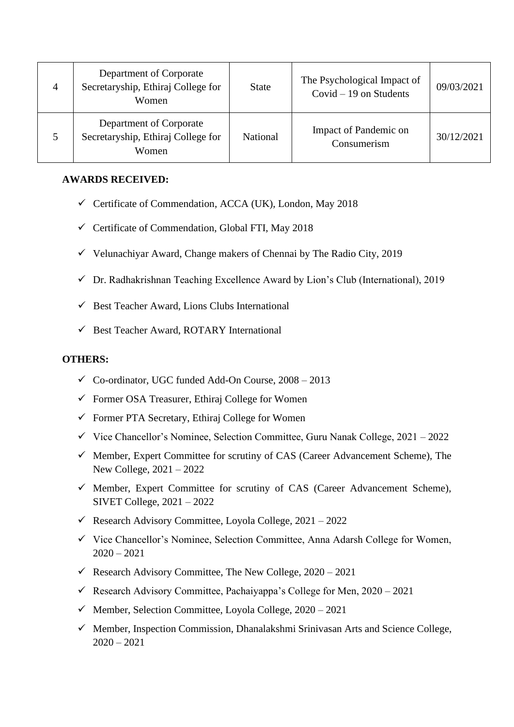| 4 | Department of Corporate Secretaryship, Ethiraj College for Women | State | The Psychological Impact of Covid – 19 on Students | 09/03/2021 |
|---|---|---|---|---|
| 5 | Department of Corporate Secretaryship, Ethiraj College for Women | National | Impact of Pandemic on Consumerism | 30/12/2021 |

**AWARDS RECEIVED:**

- ✓ Certificate of Commendation, ACCA (UK), London, May 2018
- ✓ Certificate of Commendation, Global FTI, May 2018
- ✓ Velunachiyar Award, Change makers of Chennai by The Radio City, 2019
- ✓ Dr. Radhakrishnan Teaching Excellence Award by Lion's Club (International), 2019
- ✓ Best Teacher Award, Lions Clubs International
- ✓ Best Teacher Award, ROTARY International

**OTHERS:**

- ✓ Co-ordinator, UGC funded Add-On Course, 2008 – 2013
- ✓ Former OSA Treasurer, Ethiraj College for Women
- ✓ Former PTA Secretary, Ethiraj College for Women
- ✓ Vice Chancellor's Nominee, Selection Committee, Guru Nanak College, 2021 – 2022
- ✓ Member, Expert Committee for scrutiny of CAS (Career Advancement Scheme), The New College, 2021 – 2022
- ✓ Member, Expert Committee for scrutiny of CAS (Career Advancement Scheme), SIVET College, 2021 – 2022
- ✓ Research Advisory Committee, Loyola College, 2021 – 2022
- ✓ Vice Chancellor's Nominee, Selection Committee, Anna Adarsh College for Women, 2020 – 2021
- ✓ Research Advisory Committee, The New College, 2020 – 2021
- ✓ Research Advisory Committee, Pachaiyappa's College for Men, 2020 – 2021
- ✓ Member, Selection Committee, Loyola College, 2020 – 2021
- ✓ Member, Inspection Commission, Dhanalakshmi Srinivasan Arts and Science College, 2020 – 2021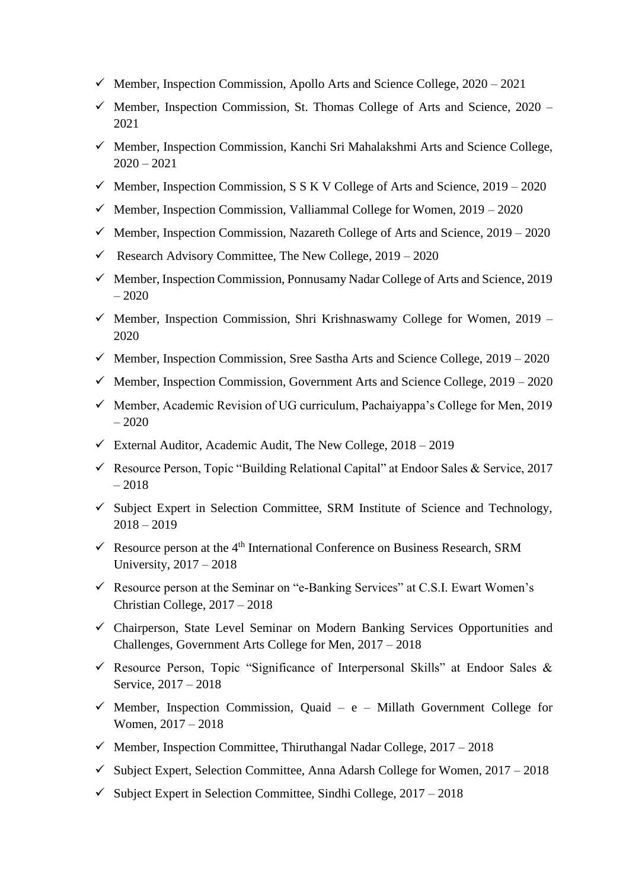- ✓ Member, Inspection Commission, Apollo Arts and Science College, 2020 – 2021
- ✓ Member, Inspection Commission, St. Thomas College of Arts and Science, 2020 – 2021
- ✓ Member, Inspection Commission, Kanchi Sri Mahalakshmi Arts and Science College, 2020 – 2021
- ✓ Member, Inspection Commission, S S K V College of Arts and Science, 2019 – 2020
- ✓ Member, Inspection Commission, Valliammal College for Women, 2019 – 2020
- ✓ Member, Inspection Commission, Nazareth College of Arts and Science, 2019 – 2020
- ✓ Research Advisory Committee, The New College, 2019 – 2020
- ✓ Member, Inspection Commission, Ponnusamy Nadar College of Arts and Science, 2019 – 2020
- ✓ Member, Inspection Commission, Shri Krishnaswamy College for Women, 2019 – 2020
- ✓ Member, Inspection Commission, Sree Sastha Arts and Science College, 2019 – 2020
- ✓ Member, Inspection Commission, Government Arts and Science College, 2019 – 2020
- ✓ Member, Academic Revision of UG curriculum, Pachaiyappa's College for Men, 2019 – 2020
- ✓ External Auditor, Academic Audit, The New College, 2018 – 2019
- ✓ Resource Person, Topic "Building Relational Capital" at Endoor Sales & Service, 2017 – 2018
- ✓ Subject Expert in Selection Committee, SRM Institute of Science and Technology, 2018 – 2019
- ✓ Resource person at the 4th International Conference on Business Research, SRM University, 2017 – 2018
- ✓ Resource person at the Seminar on "e-Banking Services" at C.S.I. Ewart Women's Christian College, 2017 – 2018
- ✓ Chairperson, State Level Seminar on Modern Banking Services Opportunities and Challenges, Government Arts College for Men, 2017 – 2018
- ✓ Resource Person, Topic "Significance of Interpersonal Skills" at Endoor Sales & Service, 2017 – 2018
- ✓ Member, Inspection Commission, Quaid – e – Millath Government College for Women, 2017 – 2018
- ✓ Member, Inspection Committee, Thiruthangal Nadar College, 2017 – 2018
- ✓ Subject Expert, Selection Committee, Anna Adarsh College for Women, 2017 – 2018
- ✓ Subject Expert in Selection Committee, Sindhi College, 2017 – 2018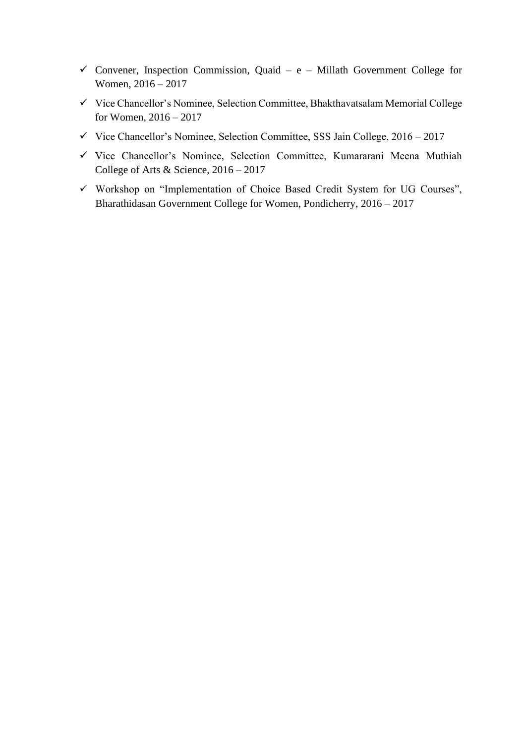- ✓ Convener, Inspection Commission, Quaid – e – Millath Government College for Women, 2016 – 2017
- ✓ Vice Chancellor's Nominee, Selection Committee, Bhakthavatsalam Memorial College for Women, 2016 – 2017
- ✓ Vice Chancellor's Nominee, Selection Committee, SSS Jain College, 2016 – 2017
- ✓ Vice Chancellor's Nominee, Selection Committee, Kumararani Meena Muthiah College of Arts & Science, 2016 – 2017
- ✓ Workshop on "Implementation of Choice Based Credit System for UG Courses", Bharathidasan Government College for Women, Pondicherry, 2016 – 2017